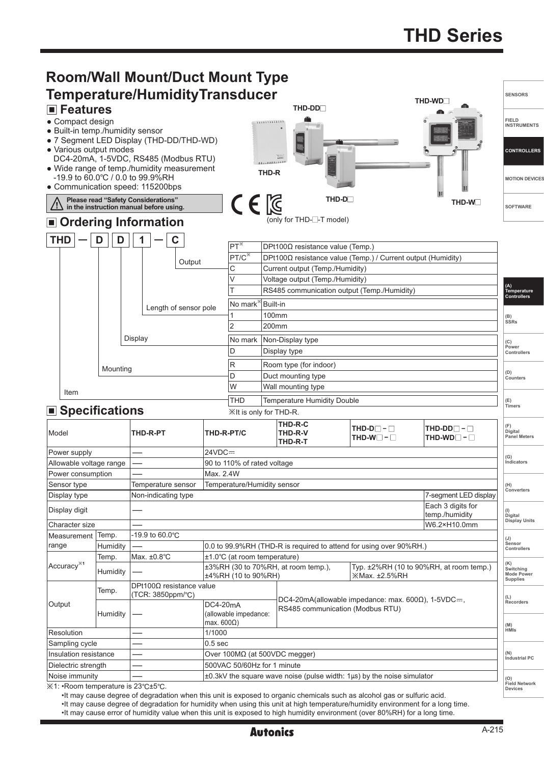# Room/Wall Mount/Duct Mount Type Temperature/HumidityTransducer

## ■ Features

- Compact design
- Built-in temp./humidity sensor
- 7 Segment LED Display (THD-DD/THD-WD)
- Various output modes
  DC4-20mA, 1-5VDC, RS485 (Modbus RTU)
- Wide range of temp./humidity measurement
  -19.9 to 60.0℃ / 0.0 to 99.9%RH
- Communication speed: 115200bps

⚠ Please read "Safety Considerations" in the instruction manual before using.

THD-DD□ THD-WD□ THD-R THD-D□ THD-W□

(only for THD-□-T model)

## ■ Ordering Information

THD — D D 1 — C

| Code | Category | Mark | Description |
|---|---|---|---|
| C | Output | PT※ | DPt100Ω resistance value (Temp.) |
| | | PT/C※ | DPt100Ω resistance value (Temp.) / Current output (Humidity) |
| | | C | Current output (Temp./Humidity) |
| | | V | Voltage output (Temp./Humidity) |
| | | T | RS485 communication output (Temp./Humidity) |
| 1 | Length of sensor pole | No mark※ | Built-in |
| | | 1 | 100mm |
| | | 2 | 200mm |
| D | Display | No mark | Non-Display type |
| | | D | Display type |
| D | Mounting | R | Room type (for indoor) |
| | | D | Duct mounting type |
| | | W | Wall mounting type |
| THD | Item | THD | Temperature Humidity Double |

※It is only for THD-R.

## ■ Specifications

| Model | | THD-R-PT | THD-R-PT/C | THD-R-C THD-R-V THD-R-T | THD-D□-□ THD-W□-□ | THD-DD□-□ THD-WD□-□ |
|---|---|---|---|---|---|---|
| Power supply | | — | 24VDC⎓ | | | |
| Allowable voltage range | | — | 90 to 110% of rated voltage | | | |
| Power consumption | | — | Max. 2.4W | | | |
| Sensor type | | Temperature sensor | Temperature/Humidity sensor | | | |
| Display type | | Non-indicating type | | | | 7-segment LED display |
| Display digit | | — | | | | Each 3 digits for temp./humidity |
| Character size | | — | | | | W6.2×H10.0mm |
| Measurement range | Temp. | -19.9 to 60.0℃ | | | | |
| | Humidity | — | 0.0 to 99.9%RH (THD-R is required to attend for using over 90%RH.) | | | |
| Accuracy※1 | Temp. | Max. ±0.8℃ | ±1.0℃ (at room temperature) | | | |
| | Humidity | — | ±3%RH (30 to 70%RH, at room temp.), ±4%RH (10 to 90%RH) | | Typ. ±2%RH (10 to 90%RH, at room temp.) ※Max. ±2.5%RH | |
| Output | Temp. | DPt100Ω resistance value (TCR: 3850ppm/℃) | | DC4-20mA(allowable impedance: max. 600Ω), 1-5VDC⎓, RS485 communication (Modbus RTU) | | |
| | Humidity | — | DC4-20mA (allowable impedance: max. 600Ω) | | | |
| Resolution | | — | 1/1000 | | | |
| Sampling cycle | | — | 0.5 sec | | | |
| Insulation resistance | | — | Over 100MΩ (at 500VDC megger) | | | |
| Dielectric strength | | — | 500VAC 50/60Hz for 1 minute | | | |
| Noise immunity | | — | ±0.3kV the square wave noise (pulse width: 1μs) by the noise simulator | | | |

※1: •Room temperature is 23℃±5℃.

•It may cause degree of degradation when this unit is exposed to organic chemicals such as alcohol gas or sulfuric acid.

•It may cause degree of degradation for humidity when using this unit at high temperature/humidity environment for a long time.

•It may cause error of humidity value when this unit is exposed to high humidity environment (over 80%RH) for a long time.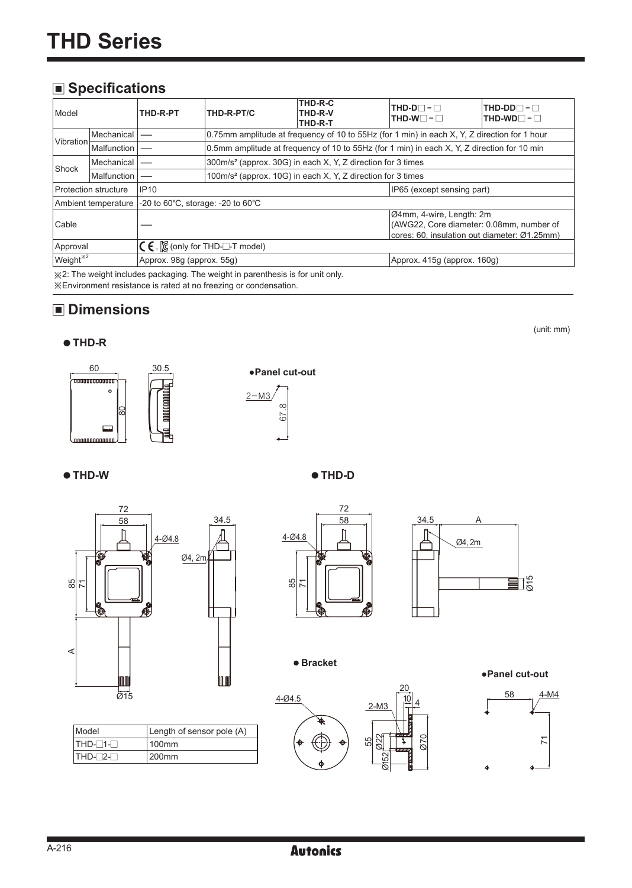# THD Series

## Specifications

| Model | | THD-R-PT | THD-R-PT/C | THD-R-C<br>THD-R-V<br>THD-R-T | THD-D□-□<br>THD-W□-□ | THD-DD□-□<br>THD-WD□-□ |
|---|---|---|---|---|---|---|
| Vibration | Mechanical | — | 0.75mm amplitude at frequency of 10 to 55Hz (for 1 min) in each X, Y, Z direction for 1 hour | | | |
| | Malfunction | — | 0.5mm amplitude at frequency of 10 to 55Hz (for 1 min) in each X, Y, Z direction for 10 min | | | |
| Shock | Mechanical | — | 300m/s² (approx. 30G) in each X, Y, Z direction for 3 times | | | |
| | Malfunction | — | 100m/s² (approx. 10G) in each X, Y, Z direction for 3 times | | | |
| Protection structure | | IP10 | | | IP65 (except sensing part) | |
| Ambient temperature | | -20 to 60℃, storage: -20 to 60℃ | | | | |
| Cable | | — | | | Ø4mm, 4-wire, Length: 2m (AWG22, Core diameter: 0.08mm, number of cores: 60, insulation out diameter: Ø1.25mm) | |
| Approval | | CE, (only for THD-□-T model) | | | | |
| Weight※2 | | Approx. 98g (approx. 55g) | | | Approx. 415g (approx. 160g) | |

※2: The weight includes packaging. The weight in parenthesis is for unit only.
※Environment resistance is rated at no freezing or condensation.

## Dimensions

(unit: mm)

### THD-R

60, 30.5, 80

**Panel cut-out**: 2-M3, 67.8

### THD-W

72, 58, 4-Ø4.8, 34.5, Ø4, 2m, 85, 71, A, Ø15

| Model | Length of sensor pole (A) |
|---|---|
| THD-□1-□ | 100mm |
| THD-□2-□ | 200mm |

### THD-D

72, 58, 4-Ø4.8, 85, 71, 34.5, A, Ø4, 2m, Ø15

**Bracket**: 4-Ø4.5, 20, 10, 4, 2-M3, 55, Ø22, Ø15.2, Ø70

**Panel cut-out**: 58, 4-M4, 71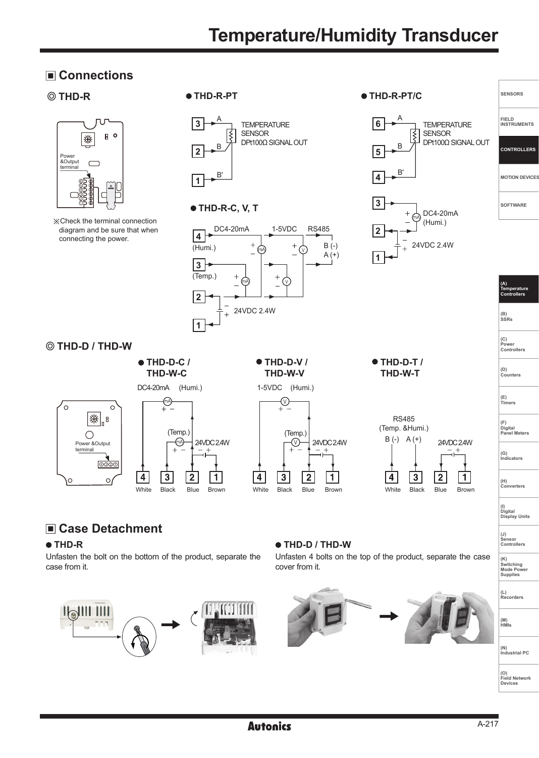# Temperature/Humidity Transducer

## ■ Connections

### ◎ THD-R

Power &Output terminal

※Check the terminal connection diagram and be sure that when connecting the power.

#### ● THD-R-PT

3 A, 2 B, 1 B'

TEMPERATURE SENSOR DPt100Ω SIGNAL OUT

#### ● THD-R-PT/C

6 A, 5 B, 4 B'

TEMPERATURE SENSOR DPt100Ω SIGNAL OUT

3 + − DC4-20mA (Humi.)

2, 1: 24VDC 2.4W

#### ● THD-R-C, V, T

DC4-20mA 1-5VDC RS485

4 (Humi.) B (-) A (+)

3 (Temp.)

2, 1: 24VDC 2.4W

### ◎ THD-D / THD-W

Power &Output terminal

#### ● THD-D-C / THD-W-C

DC4-20mA (Humi.)

(Temp.)

24VDC 2.4W

4 White, 3 Black, 2 Blue, 1 Brown

#### ● THD-D-V / THD-W-V

1-5VDC (Humi.)

(Temp.)

24VDC 2.4W

4 White, 3 Black, 2 Blue, 1 Brown

#### ● THD-D-T / THD-W-T

RS485 (Temp. &Humi.)

B (-) A (+)

24VDC 2.4W

4 White, 3 Black, 2 Blue, 1 Brown

## ■ Case Detachment

### ● THD-R

Unfasten the bolt on the bottom of the product, separate the case from it.

### ● THD-D / THD-W

Unfasten 4 bolts on the top of the product, separate the case cover from it.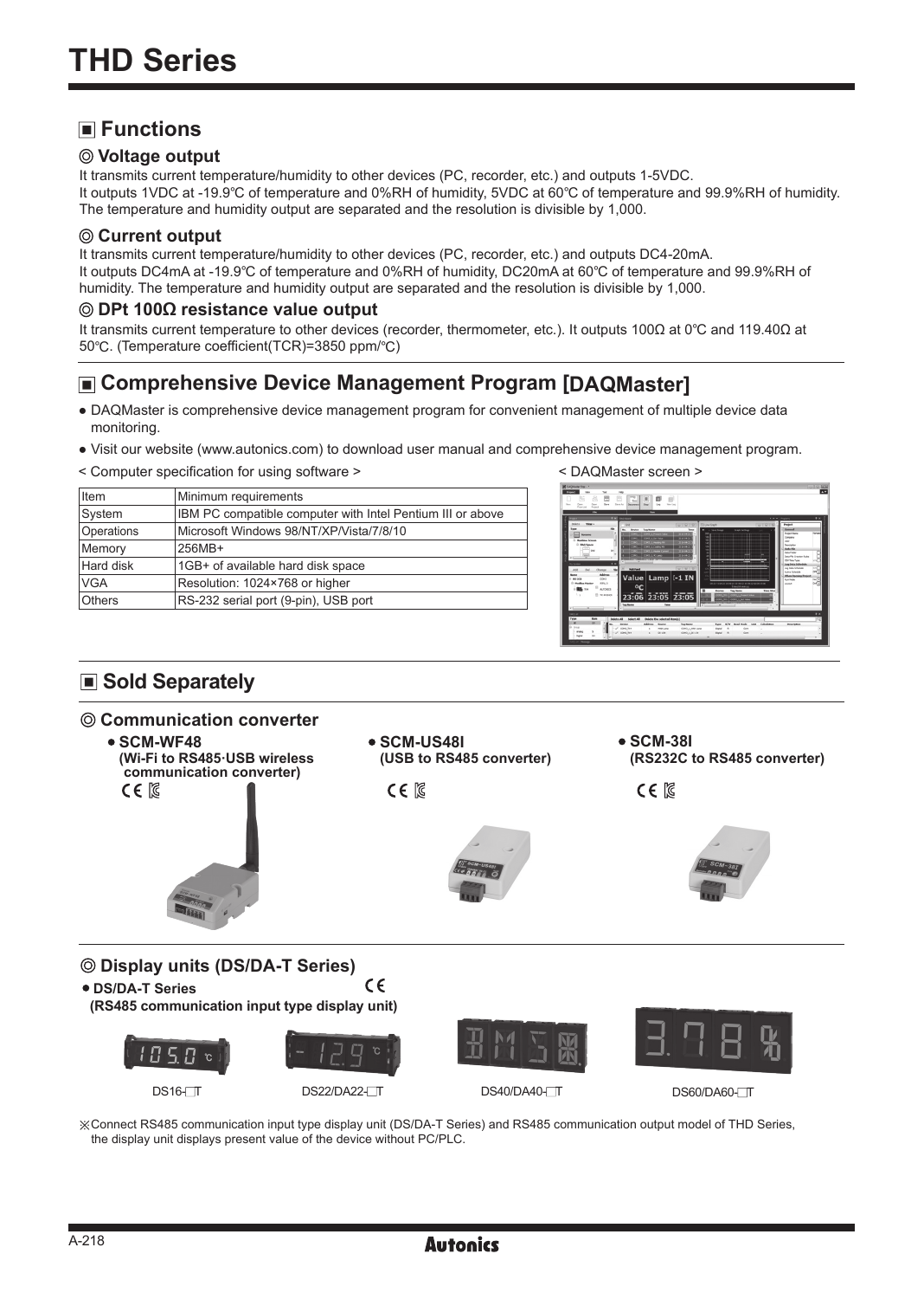# THD Series

## ▣ Functions

### ◎ Voltage output

It transmits current temperature/humidity to other devices (PC, recorder, etc.) and outputs 1-5VDC.
It outputs 1VDC at -19.9℃ of temperature and 0%RH of humidity, 5VDC at 60℃ of temperature and 99.9%RH of humidity.
The temperature and humidity output are separated and the resolution is divisible by 1,000.

### ◎ Current output

It transmits current temperature/humidity to other devices (PC, recorder, etc.) and outputs DC4-20mA.
It outputs DC4mA at -19.9℃ of temperature and 0%RH of humidity, DC20mA at 60℃ of temperature and 99.9%RH of humidity. The temperature and humidity output are separated and the resolution is divisible by 1,000.

### ◎ DPt 100Ω resistance value output

It transmits current temperature to other devices (recorder, thermometer, etc.). It outputs 100Ω at 0℃ and 119.40Ω at 50℃. (Temperature coefficient(TCR)=3850 ppm/℃)

## ▣ Comprehensive Device Management Program [DAQMaster]

- DAQMaster is comprehensive device management program for convenient management of multiple device data monitoring.
- Visit our website (www.autonics.com) to download user manual and comprehensive device management program.

< Computer specification for using software >

| Item | Minimum requirements |
|---|---|
| System | IBM PC compatible computer with Intel Pentium III or above |
| Operations | Microsoft Windows 98/NT/XP/Vista/7/8/10 |
| Memory | 256MB+ |
| Hard disk | 1GB+ of available hard disk space |
| VGA | Resolution: 1024×768 or higher |
| Others | RS-232 serial port (9-pin), USB port |

< DAQMaster screen >

## ▣ Sold Separately

### ◎ Communication converter

- **SCM-WF48 (Wi-Fi to RS485·USB wireless communication converter)**
- **SCM-US48I (USB to RS485 converter)**
- **SCM-38I (RS232C to RS485 converter)**

### ◎ Display units (DS/DA-T Series)

- **DS/DA-T Series (RS485 communication input type display unit)**

DS16-□T DS22/DA22-□T DS40/DA40-□T DS60/DA60-□T

※Connect RS485 communication input type display unit (DS/DA-T Series) and RS485 communication output model of THD Series, the display unit displays present value of the device without PC/PLC.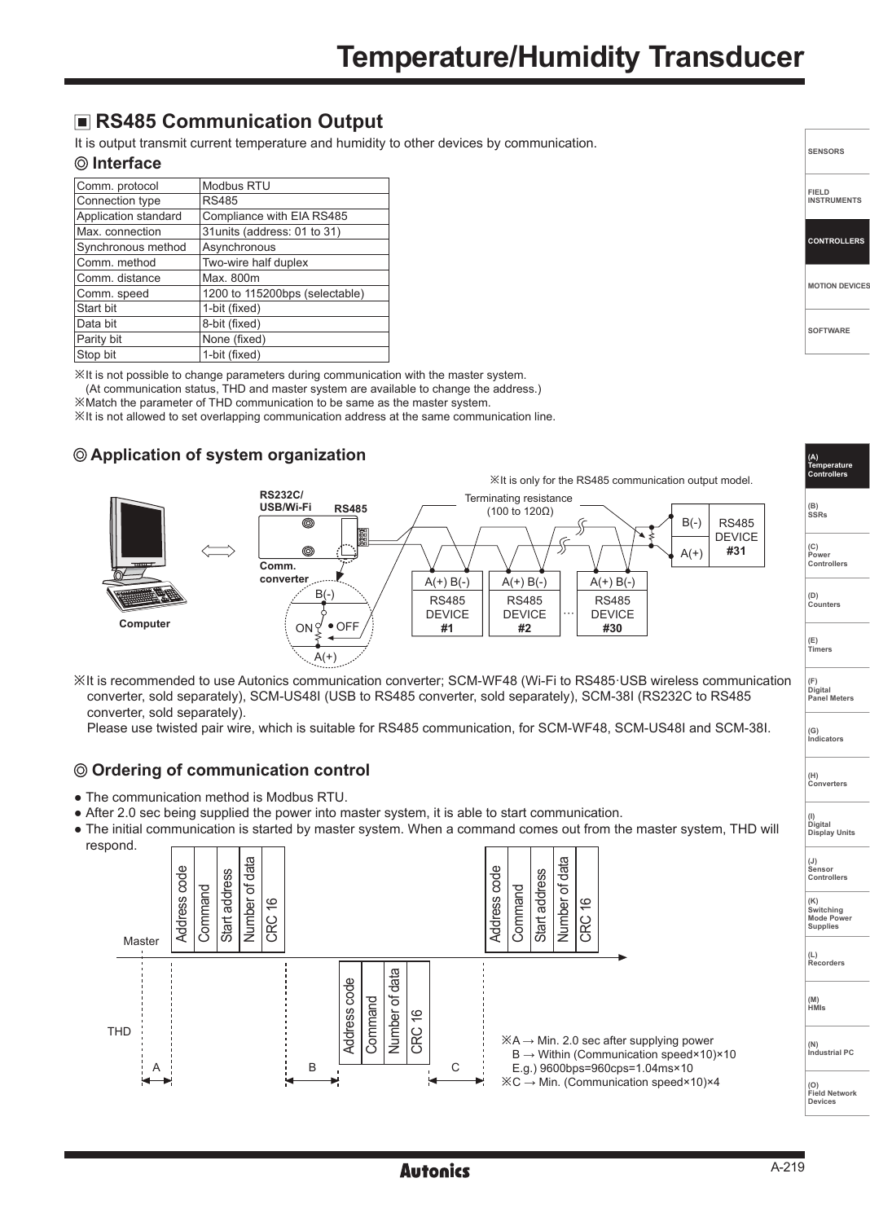## ■ RS485 Communication Output

It is output transmit current temperature and humidity to other devices by communication.

### ◎ Interface

| Comm. protocol | Modbus RTU |
|---|---|
| Connection type | RS485 |
| Application standard | Compliance with EIA RS485 |
| Max. connection | 31units (address: 01 to 31) |
| Synchronous method | Asynchronous |
| Comm. method | Two-wire half duplex |
| Comm. distance | Max. 800m |
| Comm. speed | 1200 to 115200bps (selectable) |
| Start bit | 1-bit (fixed) |
| Data bit | 8-bit (fixed) |
| Parity bit | None (fixed) |
| Stop bit | 1-bit (fixed) |

※It is not possible to change parameters during communication with the master system.
(At communication status, THD and master system are available to change the address.)
※Match the parameter of THD communication to be same as the master system.
※It is not allowed to set overlapping communication address at the same communication line.

### ◎ Application of system organization

※It is only for the RS485 communication output model.

Computer ⟺ RS232C/USB/Wi-Fi — Comm. converter — RS485 — Terminating resistance (100 to 120Ω)

Comm. converter: B(-), ON / OFF, A(+)

| A(+) B(-) | A(+) B(-) | | A(+) B(-) | B(-) A(+) |
|---|---|---|---|---|
| RS485 DEVICE #1 | RS485 DEVICE #2 | … | RS485 DEVICE #30 | RS485 DEVICE #31 |

※It is recommended to use Autonics communication converter; SCM-WF48 (Wi-Fi to RS485·USB wireless communication converter, sold separately), SCM-US48I (USB to RS485 converter, sold separately), SCM-38I (RS232C to RS485 converter, sold separately).
Please use twisted pair wire, which is suitable for RS485 communication, for SCM-WF48, SCM-US48I and SCM-38I.

### ◎ Ordering of communication control

- The communication method is Modbus RTU.
- After 2.0 sec being supplied the power into master system, it is able to start communication.
- The initial communication is started by master system. When a command comes out from the master system, THD will respond.

Master: Address code | Command | Start address | Number of data | CRC 16 … Address code | Command | Start address | Number of data | CRC 16

THD: Address code | Command | Number of data | CRC 16

A, B, C

※A → Min. 2.0 sec after supplying power
B → Within (Communication speed×10)×10
E.g.) 9600bps=960cps=1.04ms×10
※C → Min. (Communication speed×10)×4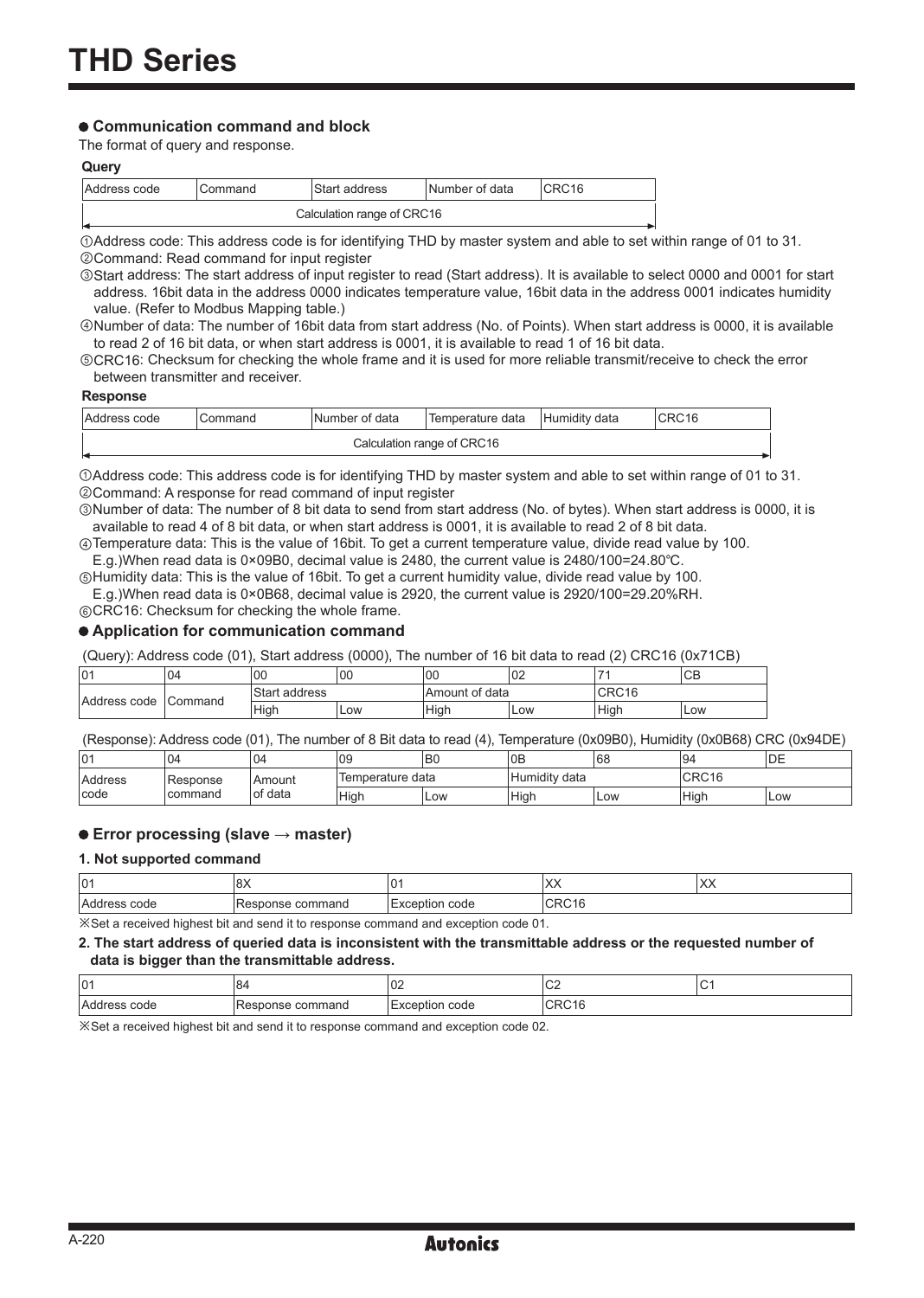# THD Series

## ● Communication command and block

The format of query and response.

**Query**

| Address code | Command | Start address | Number of data | CRC16 |
|---|---|---|---|---|

Calculation range of CRC16

①Address code: This address code is for identifying THD by master system and able to set within range of 01 to 31.
②Command: Read command for input register
③Start address: The start address of input register to read (Start address). It is available to select 0000 and 0001 for start address. 16bit data in the address 0000 indicates temperature value, 16bit data in the address 0001 indicates humidity value. (Refer to Modbus Mapping table.)
④Number of data: The number of 16bit data from start address (No. of Points). When start address is 0000, it is available to read 2 of 16 bit data, or when start address is 0001, it is available to read 1 of 16 bit data.
⑤CRC16: Checksum for checking the whole frame and it is used for more reliable transmit/receive to check the error between transmitter and receiver.

**Response**

| Address code | Command | Number of data | Temperature data | Humidity data | CRC16 |
|---|---|---|---|---|---|

Calculation range of CRC16

①Address code: This address code is for identifying THD by master system and able to set within range of 01 to 31.
②Command: A response for read command of input register
③Number of data: The number of 8 bit data to send from start address (No. of bytes). When start address is 0000, it is available to read 4 of 8 bit data, or when start address is 0001, it is available to read 2 of 8 bit data.
④Temperature data: This is the value of 16bit. To get a current temperature value, divide read value by 100.
E.g.)When read data is 0×09B0, decimal value is 2480, the current value is 2480/100=24.80℃.
⑤Humidity data: This is the value of 16bit. To get a current humidity value, divide read value by 100.
E.g.)When read data is 0×0B68, decimal value is 2920, the current value is 2920/100=29.20%RH.
⑥CRC16: Checksum for checking the whole frame.

## ● Application for communication command

(Query): Address code (01), Start address (0000), The number of 16 bit data to read (2) CRC16 (0x71CB)

| 01 | 04 | 00 | 00 | 00 | 02 | 71 | CB |
|---|---|---|---|---|---|---|---|
| Address code | Command | Start address | | Amount of data | | CRC16 | |
| | | High | Low | High | Low | High | Low |

(Response): Address code (01), The number of 8 Bit data to read (4), Temperature (0x09B0), Humidity (0x0B68) CRC (0x94DE)

| 01 | 04 | 04 | 09 | B0 | 0B | 68 | 94 | DE |
|---|---|---|---|---|---|---|---|---|
| Address code | Response command | Amount of data | Temperature data | | Humidity data | | CRC16 | |
| | | | High | Low | High | Low | High | Low |

## ● Error processing (slave → master)

**1. Not supported command**

| 01 | 8X | 01 | XX | XX |
|---|---|---|---|---|
| Address code | Response command | Exception code | CRC16 | |

※Set a received highest bit and send it to response command and exception code 01.

**2. The start address of queried data is inconsistent with the transmittable address or the requested number of data is bigger than the transmittable address.**

| 01 | 84 | 02 | C2 | C1 |
|---|---|---|---|---|
| Address code | Response command | Exception code | CRC16 | |

※Set a received highest bit and send it to response command and exception code 02.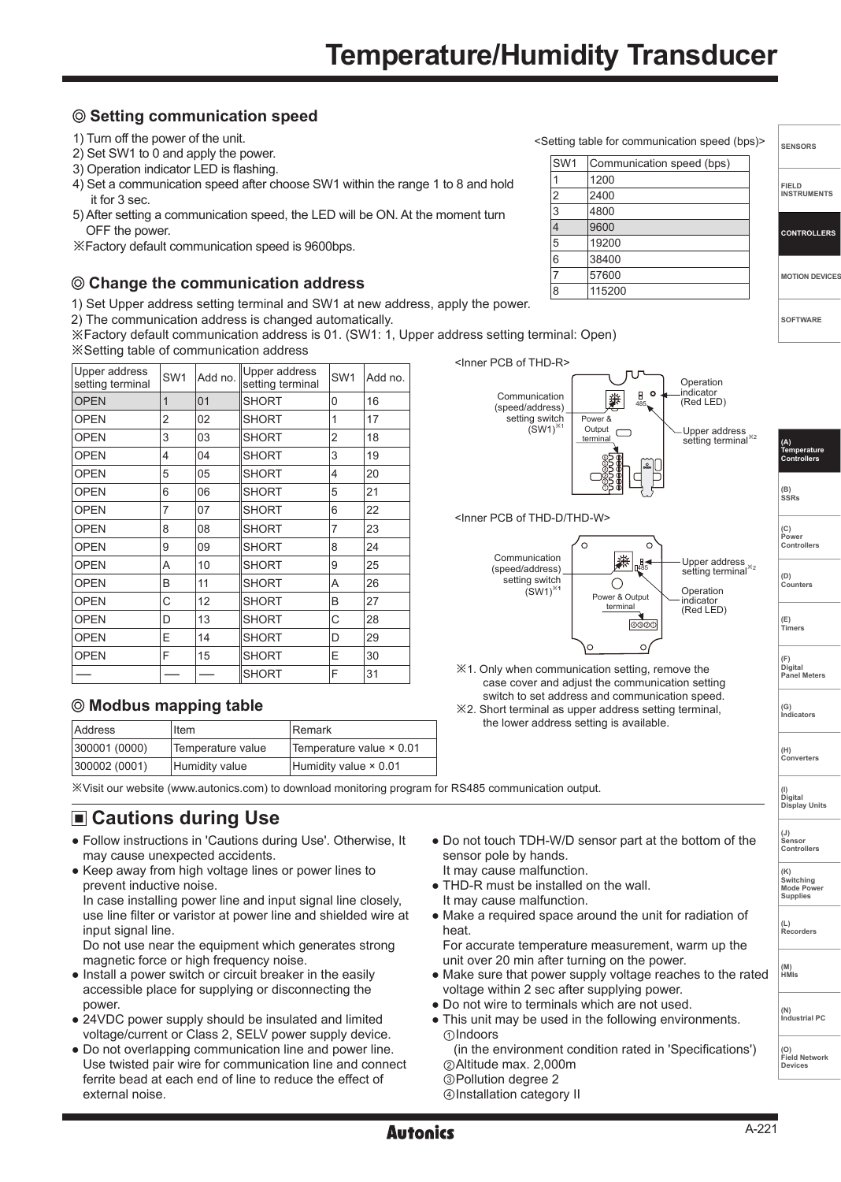## ◎ Setting communication speed

1) Turn off the power of the unit.
2) Set SW1 to 0 and apply the power.
3) Operation indicator LED is flashing.
4) Set a communication speed after choose SW1 within the range 1 to 8 and hold it for 3 sec.
5) After setting a communication speed, the LED will be ON. At the moment turn OFF the power.

※Factory default communication speed is 9600bps.

<Setting table for communication speed (bps)>

| SW1 | Communication speed (bps) |
|---|---|
| 1 | 1200 |
| 2 | 2400 |
| 3 | 4800 |
| 4 | 9600 |
| 5 | 19200 |
| 6 | 38400 |
| 7 | 57600 |
| 8 | 115200 |

## ◎ Change the communication address

1) Set Upper address setting terminal and SW1 at new address, apply the power.
2) The communication address is changed automatically.

※Factory default communication address is 01. (SW1: 1, Upper address setting terminal: Open)

※Setting table of communication address

| Upper address setting terminal | SW1 | Add no. | Upper address setting terminal | SW1 | Add no. |
|---|---|---|---|---|---|
| OPEN | 1 | 01 | SHORT | 0 | 16 |
| OPEN | 2 | 02 | SHORT | 1 | 17 |
| OPEN | 3 | 03 | SHORT | 2 | 18 |
| OPEN | 4 | 04 | SHORT | 3 | 19 |
| OPEN | 5 | 05 | SHORT | 4 | 20 |
| OPEN | 6 | 06 | SHORT | 5 | 21 |
| OPEN | 7 | 07 | SHORT | 6 | 22 |
| OPEN | 8 | 08 | SHORT | 7 | 23 |
| OPEN | 9 | 09 | SHORT | 8 | 24 |
| OPEN | A | 10 | SHORT | 9 | 25 |
| OPEN | B | 11 | SHORT | A | 26 |
| OPEN | C | 12 | SHORT | B | 27 |
| OPEN | D | 13 | SHORT | C | 28 |
| OPEN | E | 14 | SHORT | D | 29 |
| OPEN | F | 15 | SHORT | E | 30 |
| — | — | — | SHORT | F | 31 |

<Inner PCB of THD-R>

Communication (speed/address) setting switch (SW1)※1

Power & Output terminal

Operation indicator (Red LED)

Upper address setting terminal※2

<Inner PCB of THD-D/THD-W>

Communication (speed/address) setting switch (SW1)※1

Upper address setting terminal※2

Power & Output terminal

Operation indicator (Red LED)

※1. Only when communication setting, remove the case cover and adjust the communication setting switch to set address and communication speed.

※2. Short terminal as upper address setting terminal, the lower address setting is available.

## ◎ Modbus mapping table

| Address | Item | Remark |
|---|---|---|
| 300001 (0000) | Temperature value | Temperature value × 0.01 |
| 300002 (0001) | Humidity value | Humidity value × 0.01 |

※Visit our website (www.autonics.com) to download monitoring program for RS485 communication output.

## ■ Cautions during Use

- Follow instructions in 'Cautions during Use'. Otherwise, It may cause unexpected accidents.
- Keep away from high voltage lines or power lines to prevent inductive noise.
  In case installing power line and input signal line closely, use line filter or varistor at power line and shielded wire at input signal line.
  Do not use near the equipment which generates strong magnetic force or high frequency noise.
- Install a power switch or circuit breaker in the easily accessible place for supplying or disconnecting the power.
- 24VDC power supply should be insulated and limited voltage/current or Class 2, SELV power supply device.
- Do not overlapping communication line and power line. Use twisted pair wire for communication line and connect ferrite bead at each end of line to reduce the effect of external noise.
- Do not touch TDH-W/D sensor part at the bottom of the sensor pole by hands.
  It may cause malfunction.
- THD-R must be installed on the wall.
  It may cause malfunction.
- Make a required space around the unit for radiation of heat.
  For accurate temperature measurement, warm up the unit over 20 min after turning on the power.
- Make sure that power supply voltage reaches to the rated voltage within 2 sec after supplying power.
- Do not wire to terminals which are not used.
- This unit may be used in the following environments.
  ①Indoors
  (in the environment condition rated in 'Specifications')
  ②Altitude max. 2,000m
  ③Pollution degree 2
  ④Installation category II